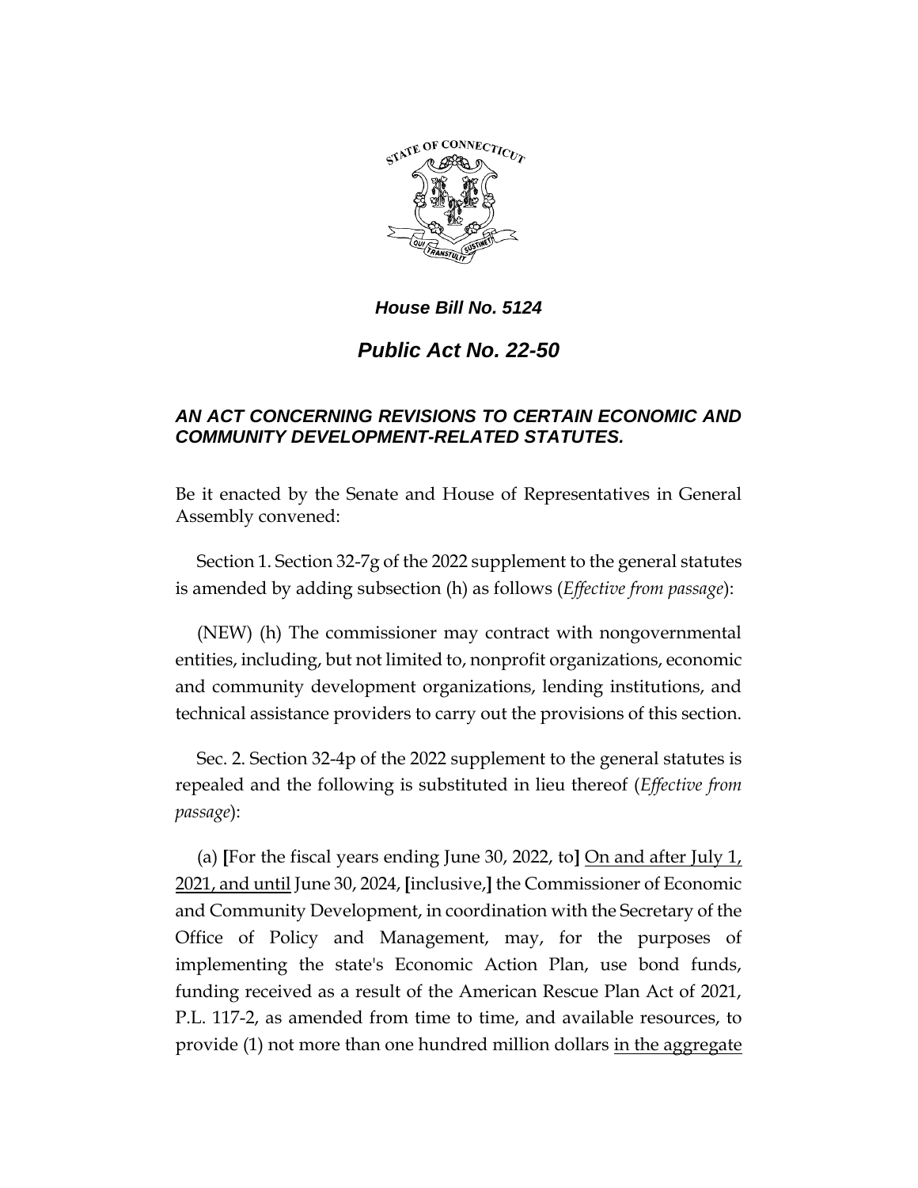***House Bill No. 5124***

# *Public Act No. 22-50*

### *AN ACT CONCERNING REVISIONS TO CERTAIN ECONOMIC AND COMMUNITY DEVELOPMENT-RELATED STATUTES.*

Be it enacted by the Senate and House of Representatives in General Assembly convened:

Section 1. Section 32-7g of the 2022 supplement to the general statutes is amended by adding subsection (h) as follows (*Effective from passage*):

(NEW) (h) The commissioner may contract with nongovernmental entities, including, but not limited to, nonprofit organizations, economic and community development organizations, lending institutions, and technical assistance providers to carry out the provisions of this section.

Sec. 2. Section 32-4p of the 2022 supplement to the general statutes is repealed and the following is substituted in lieu thereof (*Effective from passage*):

(a) **[**For the fiscal years ending June 30, 2022, to**]** <u>On and after July 1, 2021, and until</u> June 30, 2024, **[**inclusive,**]** the Commissioner of Economic and Community Development, in coordination with the Secretary of the Office of Policy and Management, may, for the purposes of implementing the state's Economic Action Plan, use bond funds, funding received as a result of the American Rescue Plan Act of 2021, P.L. 117-2, as amended from time to time, and available resources, to provide (1) not more than one hundred million dollars <u>in the aggregate</u>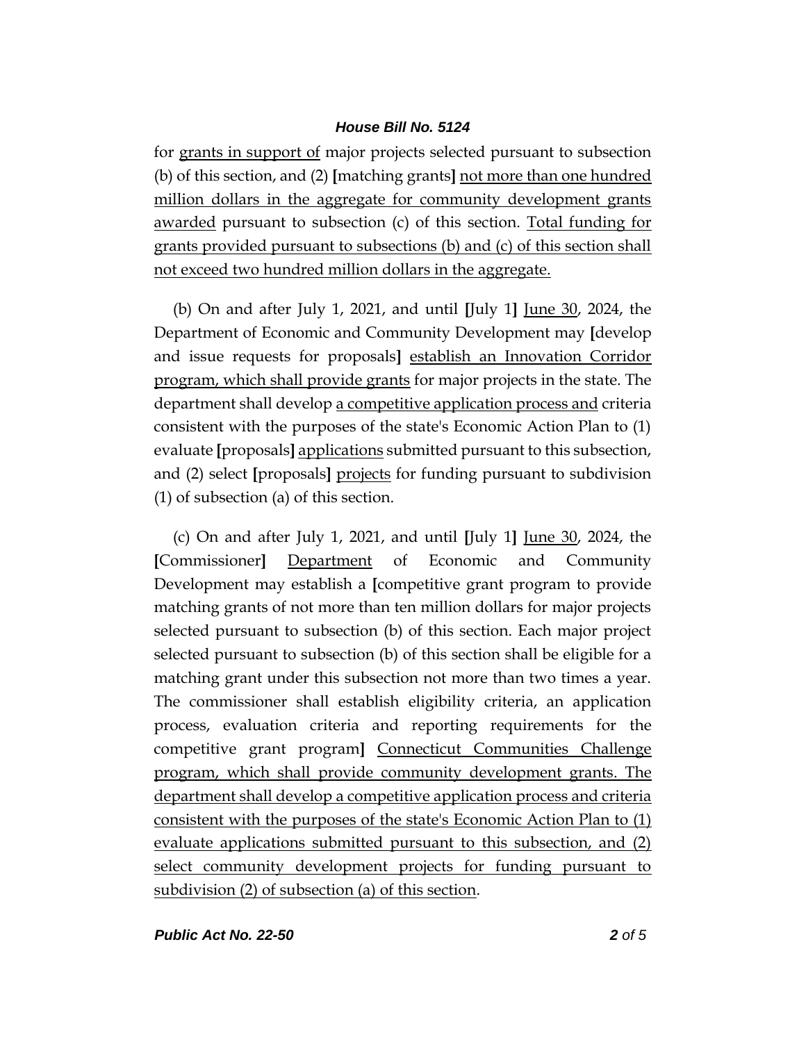for <u>grants in support of</u> major projects selected pursuant to subsection (b) of this section, and (2) **[**matching grants**]** <u>not more than one hundred million dollars in the aggregate for community development grants awarded</u> pursuant to subsection (c) of this section. <u>Total funding for grants provided pursuant to subsections (b) and (c) of this section shall not exceed two hundred million dollars in the aggregate.</u>

(b) On and after July 1, 2021, and until **[**July 1**]** <u>June 30</u>, 2024, the Department of Economic and Community Development may **[**develop and issue requests for proposals**]** <u>establish an Innovation Corridor program, which shall provide grants</u> for major projects in the state. The department shall develop <u>a competitive application process and</u> criteria consistent with the purposes of the state's Economic Action Plan to (1) evaluate **[**proposals**]** <u>applications</u> submitted pursuant to this subsection, and (2) select **[**proposals**]** <u>projects</u> for funding pursuant to subdivision (1) of subsection (a) of this section.

(c) On and after July 1, 2021, and until **[**July 1**]** <u>June 30</u>, 2024, the **[**Commissioner**]** <u>Department</u> of Economic and Community Development may establish a **[**competitive grant program to provide matching grants of not more than ten million dollars for major projects selected pursuant to subsection (b) of this section. Each major project selected pursuant to subsection (b) of this section shall be eligible for a matching grant under this subsection not more than two times a year. The commissioner shall establish eligibility criteria, an application process, evaluation criteria and reporting requirements for the competitive grant program**]** <u>Connecticut Communities Challenge program, which shall provide community development grants. The department shall develop a competitive application process and criteria consistent with the purposes of the state's Economic Action Plan to (1) evaluate applications submitted pursuant to this subsection, and (2) select community development projects for funding pursuant to subdivision (2) of subsection (a) of this section</u>.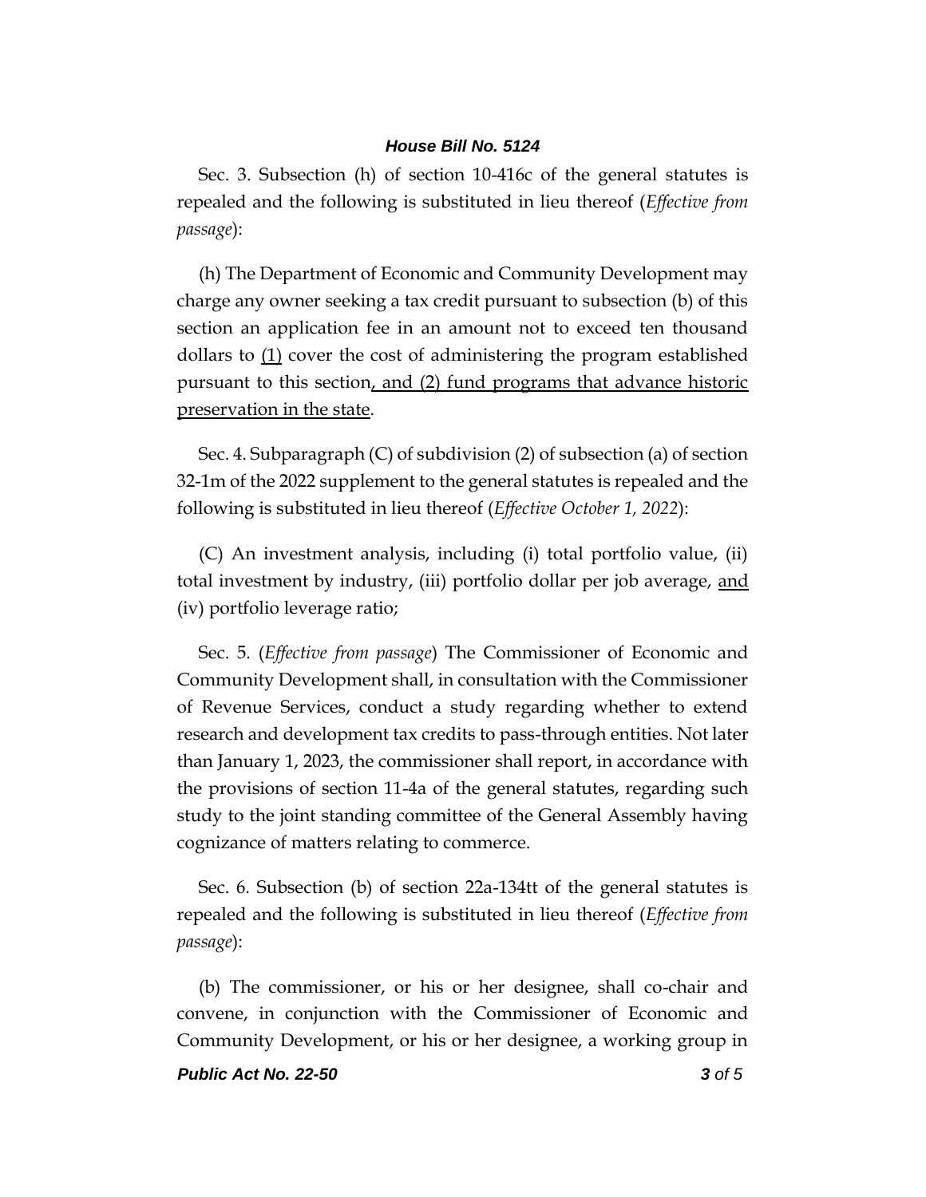Sec. 3. Subsection (h) of section 10-416c of the general statutes is repealed and the following is substituted in lieu thereof (*Effective from passage*):

(h) The Department of Economic and Community Development may charge any owner seeking a tax credit pursuant to subsection (b) of this section an application fee in an amount not to exceed ten thousand dollars to <u>(1)</u> cover the cost of administering the program established pursuant to this section<u>, and (2) fund programs that advance historic preservation in the state</u>.

Sec. 4. Subparagraph (C) of subdivision (2) of subsection (a) of section 32-1m of the 2022 supplement to the general statutes is repealed and the following is substituted in lieu thereof (*Effective October 1, 2022*):

(C) An investment analysis, including (i) total portfolio value, (ii) total investment by industry, (iii) portfolio dollar per job average, <u>and</u> (iv) portfolio leverage ratio;

Sec. 5. (*Effective from passage*) The Commissioner of Economic and Community Development shall, in consultation with the Commissioner of Revenue Services, conduct a study regarding whether to extend research and development tax credits to pass-through entities. Not later than January 1, 2023, the commissioner shall report, in accordance with the provisions of section 11-4a of the general statutes, regarding such study to the joint standing committee of the General Assembly having cognizance of matters relating to commerce.

Sec. 6. Subsection (b) of section 22a-134tt of the general statutes is repealed and the following is substituted in lieu thereof (*Effective from passage*):

(b) The commissioner, or his or her designee, shall co-chair and convene, in conjunction with the Commissioner of Economic and Community Development, or his or her designee, a working group in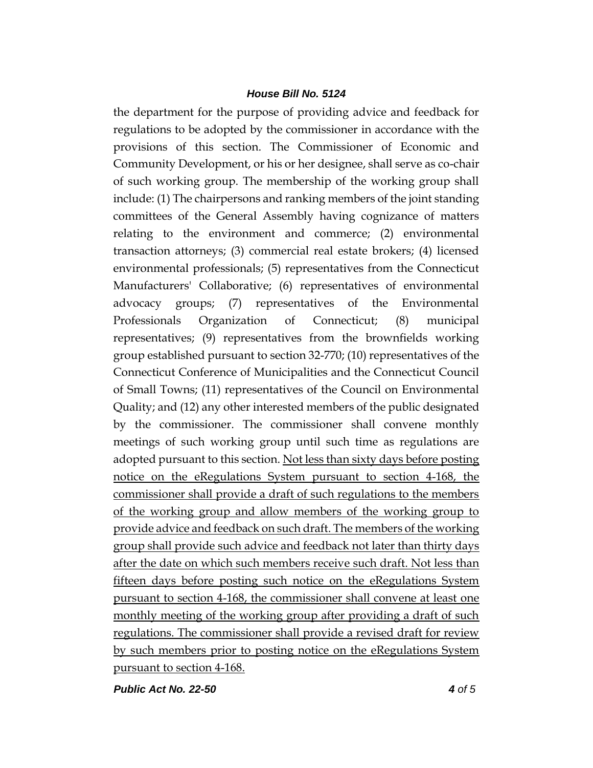the department for the purpose of providing advice and feedback for regulations to be adopted by the commissioner in accordance with the provisions of this section. The Commissioner of Economic and Community Development, or his or her designee, shall serve as co-chair of such working group. The membership of the working group shall include: (1) The chairpersons and ranking members of the joint standing committees of the General Assembly having cognizance of matters relating to the environment and commerce; (2) environmental transaction attorneys; (3) commercial real estate brokers; (4) licensed environmental professionals; (5) representatives from the Connecticut Manufacturers' Collaborative; (6) representatives of environmental advocacy groups; (7) representatives of the Environmental Professionals Organization of Connecticut; (8) municipal representatives; (9) representatives from the brownfields working group established pursuant to section 32-770; (10) representatives of the Connecticut Conference of Municipalities and the Connecticut Council of Small Towns; (11) representatives of the Council on Environmental Quality; and (12) any other interested members of the public designated by the commissioner. The commissioner shall convene monthly meetings of such working group until such time as regulations are adopted pursuant to this section. <u>Not less than sixty days before posting notice on the eRegulations System pursuant to section 4-168, the commissioner shall provide a draft of such regulations to the members of the working group and allow members of the working group to provide advice and feedback on such draft. The members of the working group shall provide such advice and feedback not later than thirty days after the date on which such members receive such draft. Not less than fifteen days before posting such notice on the eRegulations System pursuant to section 4-168, the commissioner shall convene at least one monthly meeting of the working group after providing a draft of such regulations. The commissioner shall provide a revised draft for review by such members prior to posting notice on the eRegulations System pursuant to section 4-168.</u>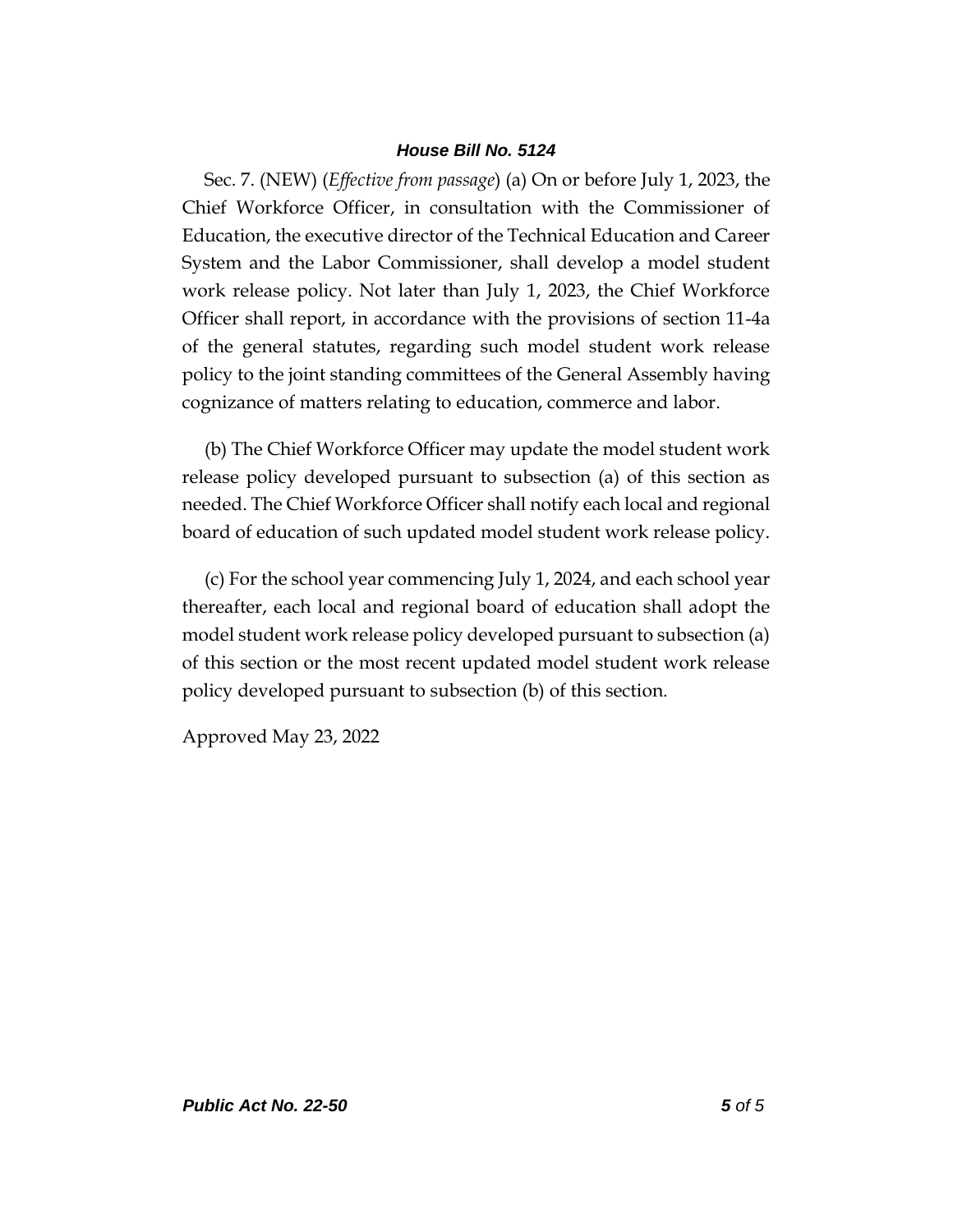Sec. 7. (NEW) (*Effective from passage*) (a) On or before July 1, 2023, the Chief Workforce Officer, in consultation with the Commissioner of Education, the executive director of the Technical Education and Career System and the Labor Commissioner, shall develop a model student work release policy. Not later than July 1, 2023, the Chief Workforce Officer shall report, in accordance with the provisions of section 11-4a of the general statutes, regarding such model student work release policy to the joint standing committees of the General Assembly having cognizance of matters relating to education, commerce and labor.

(b) The Chief Workforce Officer may update the model student work release policy developed pursuant to subsection (a) of this section as needed. The Chief Workforce Officer shall notify each local and regional board of education of such updated model student work release policy.

(c) For the school year commencing July 1, 2024, and each school year thereafter, each local and regional board of education shall adopt the model student work release policy developed pursuant to subsection (a) of this section or the most recent updated model student work release policy developed pursuant to subsection (b) of this section.

Approved May 23, 2022